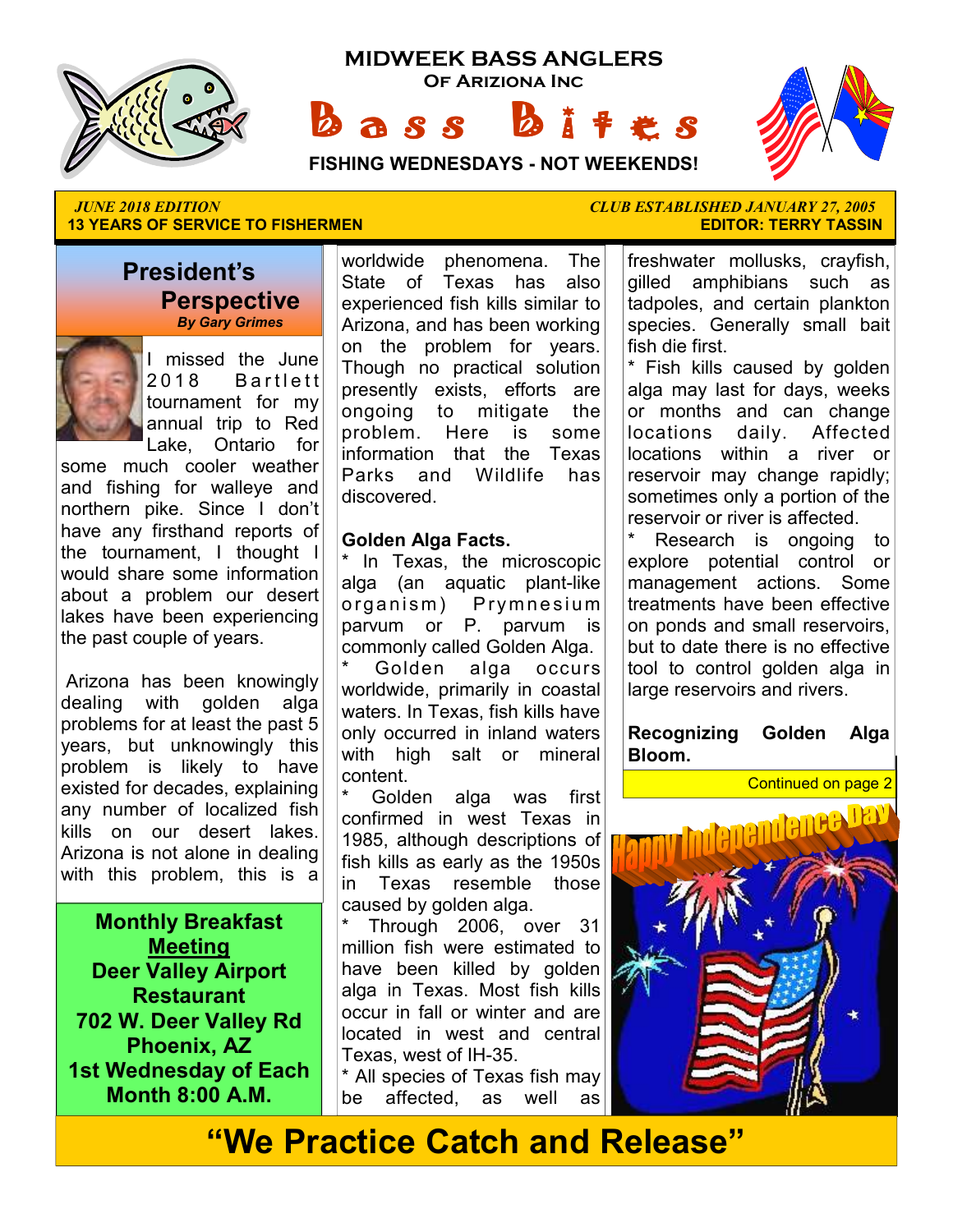# MIDWEEK BASS ANGLERS

## OF ARIZIONA INC

# Bass Bites

**FISHING WEDNESDAYS - NOT WEEKENDS!**

*JUNE 2018 EDITION*
**13 YEARS OF SERVICE TO FISHERMEN**

*CLUB ESTABLISHED JANUARY 27, 2005*
**EDITOR: TERRY TASSIN**

## President's Perspective

***By Gary Grimes***

I missed the June 2018 Bartlett tournament for my annual trip to Red Lake, Ontario for some much cooler weather and fishing for walleye and northern pike. Since I don't have any firsthand reports of the tournament, I thought I would share some information about a problem our desert lakes have been experiencing the past couple of years.

Arizona has been knowingly dealing with golden alga problems for at least the past 5 years, but unknowingly this problem is likely to have existed for decades, explaining any number of localized fish kills on our desert lakes. Arizona is not alone in dealing with this problem, this is a worldwide phenomena. The State of Texas has also experienced fish kills similar to Arizona, and has been working on the problem for years. Though no practical solution presently exists, efforts are ongoing to mitigate the problem. Here is some information that the Texas Parks and Wildlife has discovered.

**Golden Alga Facts.**

* In Texas, the microscopic alga (an aquatic plant-like organism) Prymnesium parvum or P. parvum is commonly called Golden Alga.
* Golden alga occurs worldwide, primarily in coastal waters. In Texas, fish kills have only occurred in inland waters with high salt or mineral content.
* Golden alga was first confirmed in west Texas in 1985, although descriptions of fish kills as early as the 1950s in Texas resemble those caused by golden alga.
* Through 2006, over 31 million fish were estimated to have been killed by golden alga in Texas. Most fish kills occur in fall or winter and are located in west and central Texas, west of IH-35.
* All species of Texas fish may be affected, as well as freshwater mollusks, crayfish, gilled amphibians such as tadpoles, and certain plankton species. Generally small bait fish die first.
* Fish kills caused by golden alga may last for days, weeks or months and can change locations daily. Affected locations within a river or reservoir may change rapidly; sometimes only a portion of the reservoir or river is affected.
* Research is ongoing to explore potential control or management actions. Some treatments have been effective on ponds and small reservoirs, but to date there is no effective tool to control golden alga in large reservoirs and rivers.

**Recognizing Golden Alga Bloom.**

Continued on page 2

**Monthly Breakfast Meeting**
**Deer Valley Airport Restaurant**
**702 W. Deer Valley Rd**
**Phoenix, AZ**
**1st Wednesday of Each Month 8:00 A.M.**

Happy Independence Day

**"We Practice Catch and Release"**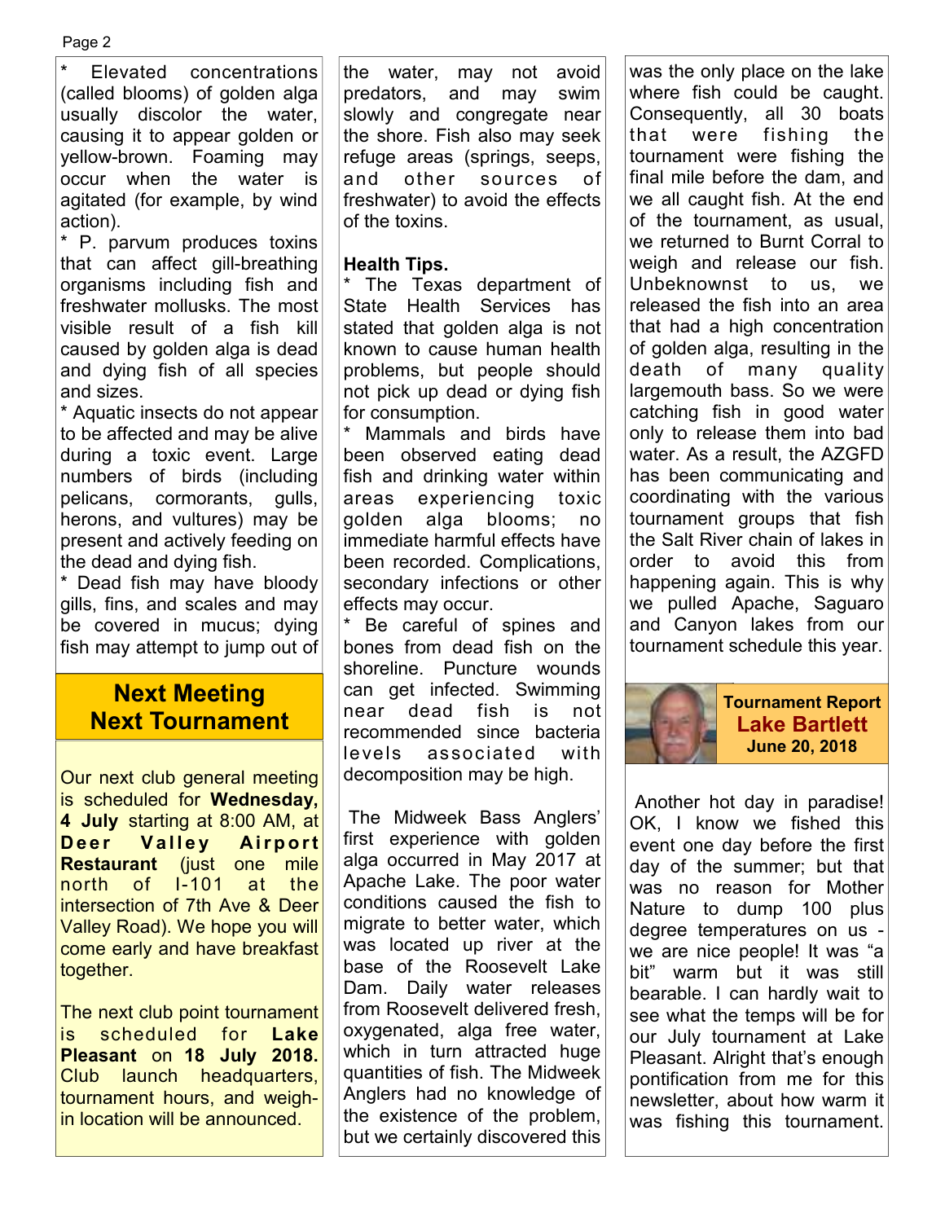* Elevated concentrations (called blooms) of golden alga usually discolor the water, causing it to appear golden or yellow-brown. Foaming may occur when the water is agitated (for example, by wind action).
* P. parvum produces toxins that can affect gill-breathing organisms including fish and freshwater mollusks. The most visible result of a fish kill caused by golden alga is dead and dying fish of all species and sizes.
* Aquatic insects do not appear to be affected and may be alive during a toxic event. Large numbers of birds (including pelicans, cormorants, gulls, herons, and vultures) may be present and actively feeding on the dead and dying fish.
* Dead fish may have bloody gills, fins, and scales and may be covered in mucus; dying fish may attempt to jump out of the water, may not avoid predators, and may swim slowly and congregate near the shore. Fish also may seek refuge areas (springs, seeps, and other sources of freshwater) to avoid the effects of the toxins.

**Health Tips.**
* The Texas department of State Health Services has stated that golden alga is not known to cause human health problems, but people should not pick up dead or dying fish for consumption.
* Mammals and birds have been observed eating dead fish and drinking water within areas experiencing toxic golden alga blooms; no immediate harmful effects have been recorded. Complications, secondary infections or other effects may occur.
* Be careful of spines and bones from dead fish on the shoreline. Puncture wounds can get infected. Swimming near dead fish is not recommended since bacteria levels associated with decomposition may be high.

The Midweek Bass Anglers' first experience with golden alga occurred in May 2017 at Apache Lake. The poor water conditions caused the fish to migrate to better water, which was located up river at the base of the Roosevelt Lake Dam. Daily water releases from Roosevelt delivered fresh, oxygenated, alga free water, which in turn attracted huge quantities of fish. The Midweek Anglers had no knowledge of the existence of the problem, but we certainly discovered this was the only place on the lake where fish could be caught. Consequently, all 30 boats that were fishing the tournament were fishing the final mile before the dam, and we all caught fish. At the end of the tournament, as usual, we returned to Burnt Corral to weigh and release our fish. Unbeknownst to us, we released the fish into an area that had a high concentration of golden alga, resulting in the death of many quality largemouth bass. So we were catching fish in good water only to release them into bad water. As a result, the AZGFD has been communicating and coordinating with the various tournament groups that fish the Salt River chain of lakes in order to avoid this from happening again. This is why we pulled Apache, Saguaro and Canyon lakes from our tournament schedule this year.

## Next Meeting
## Next Tournament

Our next club general meeting is scheduled for **Wednesday, 4 July** starting at 8:00 AM, at **Deer Valley Airport Restaurant** (just one mile north of I-101 at the intersection of 7th Ave & Deer Valley Road). We hope you will come early and have breakfast together.

The next club point tournament is scheduled for **Lake Pleasant** on **18 July 2018.** Club launch headquarters, tournament hours, and weigh-in location will be announced.

**Tournament Report**
## Lake Bartlett
**June 20, 2018**

Another hot day in paradise! OK, I know we fished this event one day before the first day of the summer; but that was no reason for Mother Nature to dump 100 plus degree temperatures on us - we are nice people! It was "a bit" warm but it was still bearable. I can hardly wait to see what the temps will be for our July tournament at Lake Pleasant. Alright that's enough pontification from me for this newsletter, about how warm it was fishing this tournament.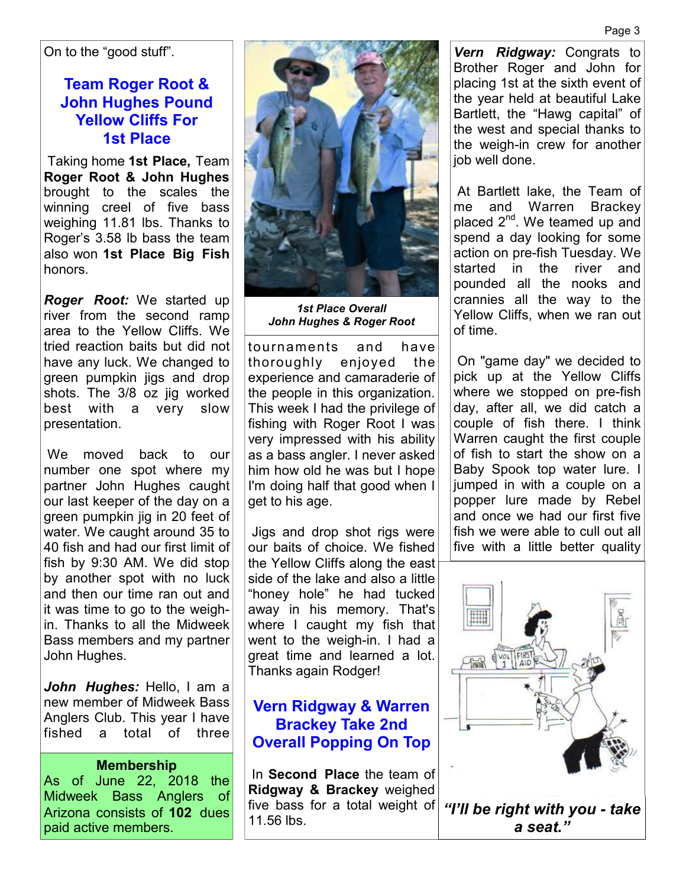On to the "good stuff".

## Team Roger Root & John Hughes Pound Yellow Cliffs For 1st Place

Taking home **1st Place,** Team **Roger Root & John Hughes** brought to the scales the winning creel of five bass weighing 11.81 lbs. Thanks to Roger's 3.58 lb bass the team also won **1st Place Big Fish** honors.

***Roger Root:*** We started up river from the second ramp area to the Yellow Cliffs. We tried reaction baits but did not have any luck. We changed to green pumpkin jigs and drop shots. The 3/8 oz jig worked best with a very slow presentation.

We moved back to our number one spot where my partner John Hughes caught our last keeper of the day on a green pumpkin jig in 20 feet of water. We caught around 35 to 40 fish and had our first limit of fish by 9:30 AM. We did stop by another spot with no luck and then our time ran out and it was time to go to the weigh-in. Thanks to all the Midweek Bass members and my partner John Hughes.

***John Hughes:*** Hello, I am a new member of Midweek Bass Anglers Club. This year I have fished a total of three tournaments and have thoroughly enjoyed the experience and camaraderie of the people in this organization. This week I had the privilege of fishing with Roger Root I was very impressed with his ability as a bass angler. I never asked him how old he was but I hope I'm doing half that good when I get to his age.

Jigs and drop shot rigs were our baits of choice. We fished the Yellow Cliffs along the east side of the lake and also a little "honey hole" he had tucked away in his memory. That's where I caught my fish that went to the weigh-in. I had a great time and learned a lot. Thanks again Rodger!

***1st Place Overall***
***John Hughes & Roger Root***

**Membership**
As of June 22, 2018 the Midweek Bass Anglers of Arizona consists of **102** dues paid active members.

## Vern Ridgway & Warren Brackey Take 2nd Overall Popping On Top

In **Second Place** the team of **Ridgway & Brackey** weighed five bass for a total weight of 11.56 lbs.

***Vern Ridgway:*** Congrats to Brother Roger and John for placing 1st at the sixth event of the year held at beautiful Lake Bartlett, the "Hawg capital" of the west and special thanks to the weigh-in crew for another job well done.

At Bartlett lake, the Team of me and Warren Brackey placed 2nd. We teamed up and spend a day looking for some action on pre-fish Tuesday. We started in the river and pounded all the nooks and crannies all the way to the Yellow Cliffs, when we ran out of time.

On "game day" we decided to pick up at the Yellow Cliffs where we stopped on pre-fish day, after all, we did catch a couple of fish there. I think Warren caught the first couple of fish to start the show on a Baby Spook top water lure. I jumped in with a couple on a popper lure made by Rebel and once we had our first five fish we were able to cull out all five with a little better quality

***"I'll be right with you - take a seat."***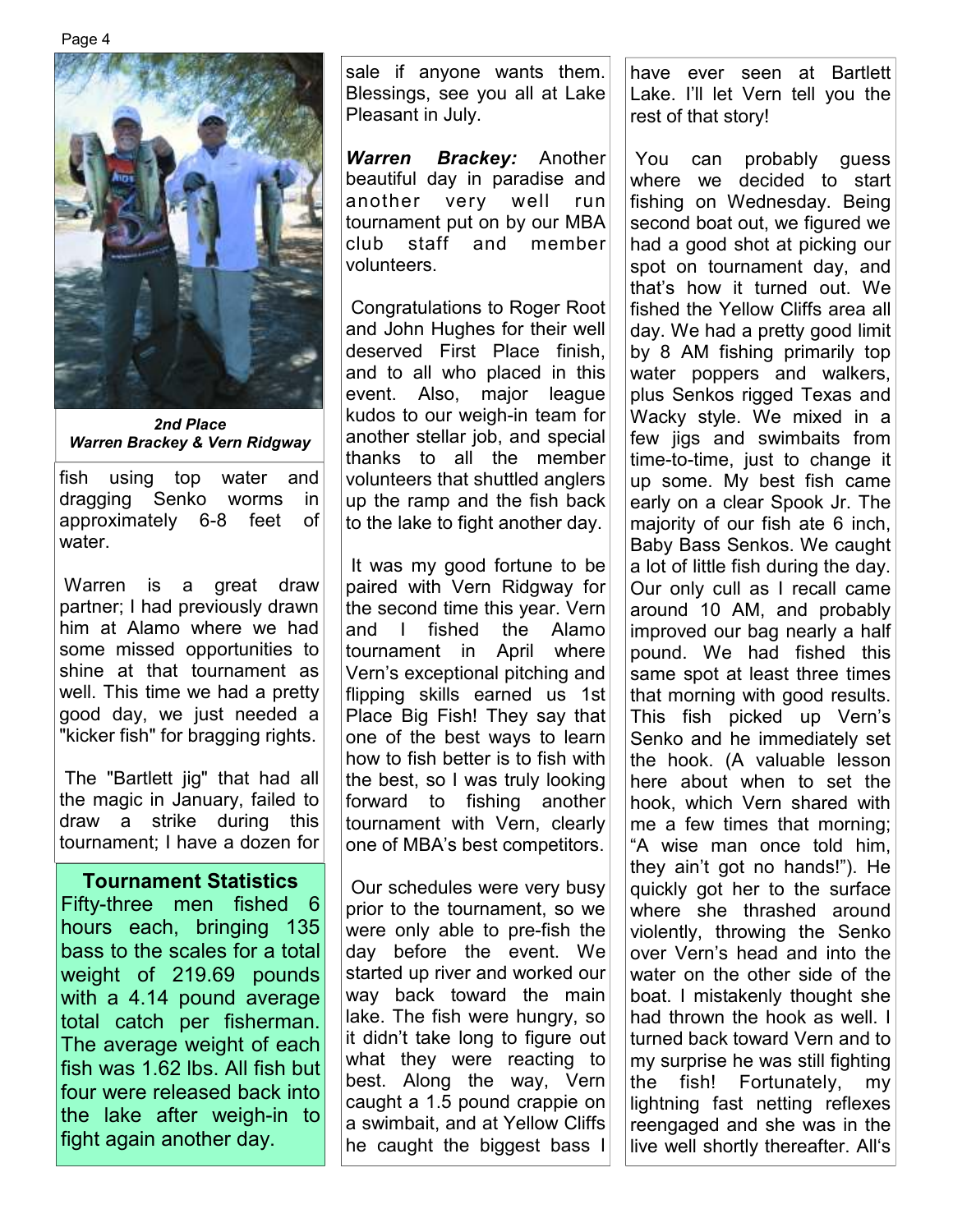*2nd Place*
*Warren Brackey & Vern Ridgway*

fish using top water and dragging Senko worms in approximately 6-8 feet of water.

Warren is a great draw partner; I had previously drawn him at Alamo where we had some missed opportunities to shine at that tournament as well. This time we had a pretty good day, we just needed a "kicker fish" for bragging rights.

The "Bartlett jig" that had all the magic in January, failed to draw a strike during this tournament; I have a dozen for sale if anyone wants them. Blessings, see you all at Lake Pleasant in July.

**Tournament Statistics**

Fifty-three men fished 6 hours each, bringing 135 bass to the scales for a total weight of 219.69 pounds with a 4.14 pound average total catch per fisherman. The average weight of each fish was 1.62 lbs. All fish but four were released back into the lake after weigh-in to fight again another day.

***Warren Brackey:*** Another beautiful day in paradise and another very well run tournament put on by our MBA club staff and member volunteers.

Congratulations to Roger Root and John Hughes for their well deserved First Place finish, and to all who placed in this event. Also, major league kudos to our weigh-in team for another stellar job, and special thanks to all the member volunteers that shuttled anglers up the ramp and the fish back to the lake to fight another day.

It was my good fortune to be paired with Vern Ridgway for the second time this year. Vern and I fished the Alamo tournament in April where Vern's exceptional pitching and flipping skills earned us 1st Place Big Fish! They say that one of the best ways to learn how to fish better is to fish with the best, so I was truly looking forward to fishing another tournament with Vern, clearly one of MBA's best competitors.

Our schedules were very busy prior to the tournament, so we were only able to pre-fish the day before the event. We started up river and worked our way back toward the main lake. The fish were hungry, so it didn't take long to figure out what they were reacting to best. Along the way, Vern caught a 1.5 pound crappie on a swimbait, and at Yellow Cliffs he caught the biggest bass I have ever seen at Bartlett Lake. I'll let Vern tell you the rest of that story!

You can probably guess where we decided to start fishing on Wednesday. Being second boat out, we figured we had a good shot at picking our spot on tournament day, and that's how it turned out. We fished the Yellow Cliffs area all day. We had a pretty good limit by 8 AM fishing primarily top water poppers and walkers, plus Senkos rigged Texas and Wacky style. We mixed in a few jigs and swimbaits from time-to-time, just to change it up some. My best fish came early on a clear Spook Jr. The majority of our fish ate 6 inch, Baby Bass Senkos. We caught a lot of little fish during the day. Our only cull as I recall came around 10 AM, and probably improved our bag nearly a half pound. We had fished this same spot at least three times that morning with good results. This fish picked up Vern's Senko and he immediately set the hook. (A valuable lesson here about when to set the hook, which Vern shared with me a few times that morning; "A wise man once told him, they ain't got no hands!"). He quickly got her to the surface where she thrashed around violently, throwing the Senko over Vern's head and into the water on the other side of the boat. I mistakenly thought she had thrown the hook as well. I turned back toward Vern and to my surprise he was still fighting the fish! Fortunately, my lightning fast netting reflexes reengaged and she was in the live well shortly thereafter. All's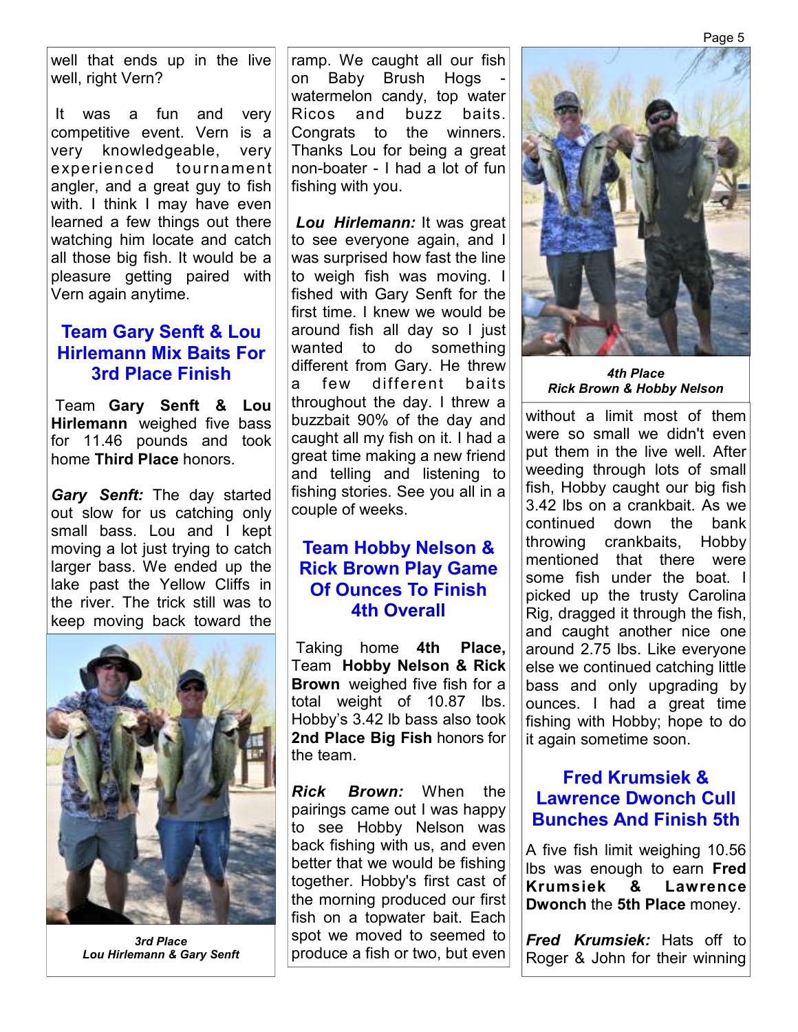well that ends up in the live well, right Vern?

It was a fun and very competitive event. Vern is a very knowledgeable, very experienced tournament angler, and a great guy to fish with. I think I may have even learned a few things out there watching him locate and catch all those big fish. It would be a pleasure getting paired with Vern again anytime.

## Team Gary Senft & Lou Hirlemann Mix Baits For 3rd Place Finish

Team **Gary Senft & Lou Hirlemann** weighed five bass for 11.46 pounds and took home **Third Place** honors.

***Gary Senft:*** The day started out slow for us catching only small bass. Lou and I kept moving a lot just trying to catch larger bass. We ended up the lake past the Yellow Cliffs in the river. The trick still was to keep moving back toward the ramp. We caught all our fish on Baby Brush Hogs - watermelon candy, top water Ricos and buzz baits. Congrats to the winners. Thanks Lou for being a great non-boater - I had a lot of fun fishing with you.

*3rd Place*
*Lou Hirlemann & Gary Senft*

***Lou Hirlemann:*** It was great to see everyone again, and I was surprised how fast the line to weigh fish was moving. I fished with Gary Senft for the first time. I knew we would be around fish all day so I just wanted to do something different from Gary. He threw a few different baits throughout the day. I threw a buzzbait 90% of the day and caught all my fish on it. I had a great time making a new friend and telling and listening to fishing stories. See you all in a couple of weeks.

## Team Hobby Nelson & Rick Brown Play Game Of Ounces To Finish 4th Overall

Taking home **4th Place,** Team **Hobby Nelson & Rick Brown** weighed five fish for a total weight of 10.87 lbs. Hobby's 3.42 lb bass also took **2nd Place Big Fish** honors for the team.

***Rick Brown:*** When the pairings came out I was happy to see Hobby Nelson was back fishing with us, and even better that we would be fishing together. Hobby's first cast of the morning produced our first fish on a topwater bait. Each spot we moved to seemed to produce a fish or two, but even without a limit most of them were so small we didn't even put them in the live well. After weeding through lots of small fish, Hobby caught our big fish 3.42 lbs on a crankbait. As we continued down the bank throwing crankbaits, Hobby mentioned that there were some fish under the boat. I picked up the trusty Carolina Rig, dragged it through the fish, and caught another nice one around 2.75 lbs. Like everyone else we continued catching little bass and only upgrading by ounces. I had a great time fishing with Hobby; hope to do it again sometime soon.

*4th Place*
*Rick Brown & Hobby Nelson*

## Fred Krumsiek & Lawrence Dwonch Cull Bunches And Finish 5th

A five fish limit weighing 10.56 lbs was enough to earn **Fred Krumsiek & Lawrence Dwonch** the **5th Place** money.

***Fred Krumsiek:*** Hats off to Roger & John for their winning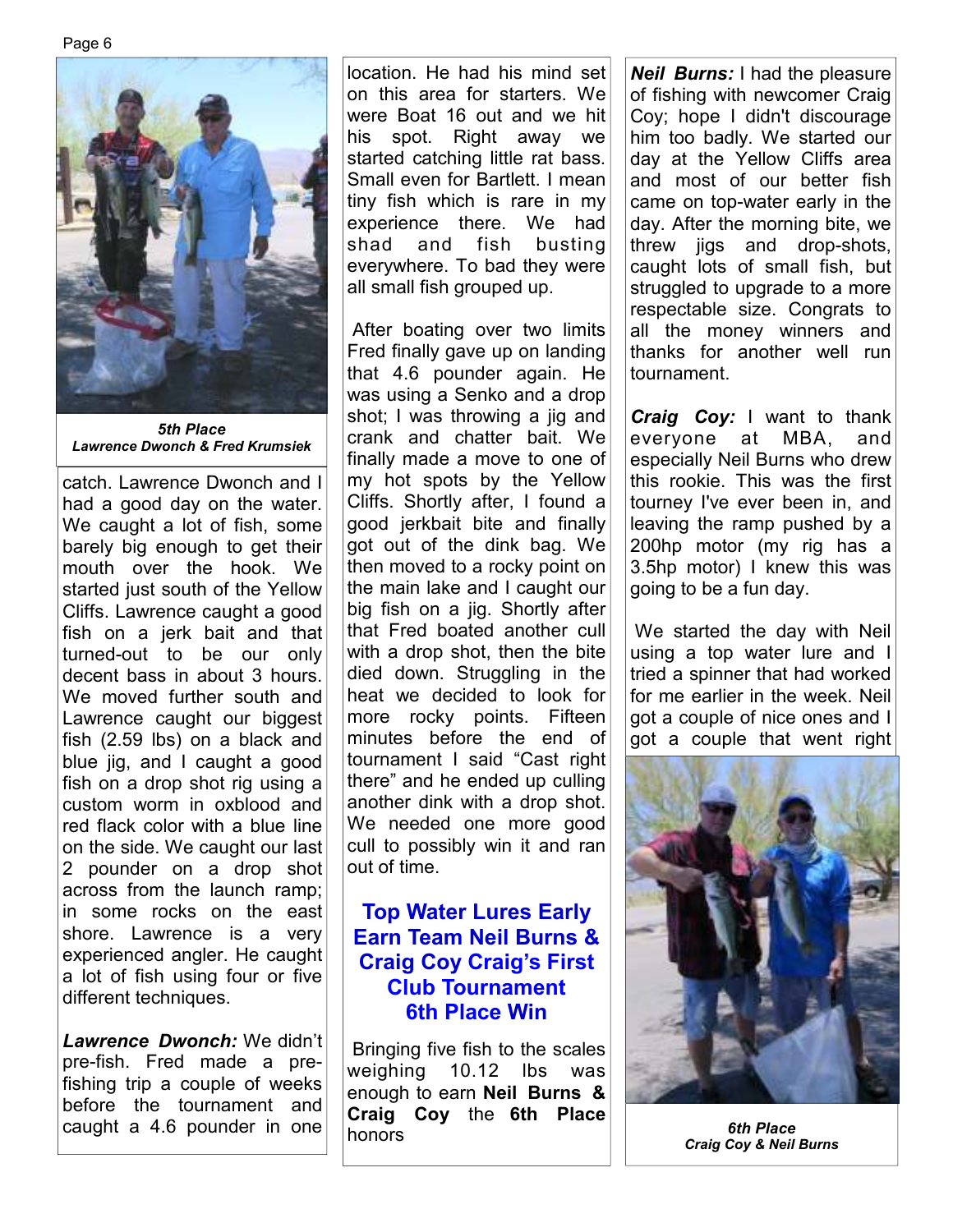*5th Place*
*Lawrence Dwonch & Fred Krumsiek*

catch. Lawrence Dwonch and I had a good day on the water. We caught a lot of fish, some barely big enough to get their mouth over the hook. We started just south of the Yellow Cliffs. Lawrence caught a good fish on a jerk bait and that turned-out to be our only decent bass in about 3 hours. We moved further south and Lawrence caught our biggest fish (2.59 lbs) on a black and blue jig, and I caught a good fish on a drop shot rig using a custom worm in oxblood and red flack color with a blue line on the side. We caught our last 2 pounder on a drop shot across from the launch ramp; in some rocks on the east shore. Lawrence is a very experienced angler. He caught a lot of fish using four or five different techniques.

***Lawrence Dwonch:*** We didn't pre-fish. Fred made a pre-fishing trip a couple of weeks before the tournament and caught a 4.6 pounder in one location. He had his mind set on this area for starters. We were Boat 16 out and we hit his spot. Right away we started catching little rat bass. Small even for Bartlett. I mean tiny fish which is rare in my experience there. We had shad and fish busting everywhere. To bad they were all small fish grouped up.

After boating over two limits Fred finally gave up on landing that 4.6 pounder again. He was using a Senko and a drop shot; I was throwing a jig and crank and chatter bait. We finally made a move to one of my hot spots by the Yellow Cliffs. Shortly after, I found a good jerkbait bite and finally got out of the dink bag. We then moved to a rocky point on the main lake and I caught our big fish on a jig. Shortly after that Fred boated another cull with a drop shot, then the bite died down. Struggling in the heat we decided to look for more rocky points. Fifteen minutes before the end of tournament I said "Cast right there" and he ended up culling another dink with a drop shot. We needed one more good cull to possibly win it and ran out of time.

## Top Water Lures Early Earn Team Neil Burns & Craig Coy Craig's First Club Tournament 6th Place Win

Bringing five fish to the scales weighing 10.12 lbs was enough to earn **Neil Burns & Craig Coy** the **6th Place** honors

***Neil Burns:*** I had the pleasure of fishing with newcomer Craig Coy; hope I didn't discourage him too badly. We started our day at the Yellow Cliffs area and most of our better fish came on top-water early in the day. After the morning bite, we threw jigs and drop-shots, caught lots of small fish, but struggled to upgrade to a more respectable size. Congrats to all the money winners and thanks for another well run tournament.

***Craig Coy:*** I want to thank everyone at MBA, and especially Neil Burns who drew this rookie. This was the first tourney I've ever been in, and leaving the ramp pushed by a 200hp motor (my rig has a 3.5hp motor) I knew this was going to be a fun day.

We started the day with Neil using a top water lure and I tried a spinner that had worked for me earlier in the week. Neil got a couple of nice ones and I got a couple that went right

*6th Place*
*Craig Coy & Neil Burns*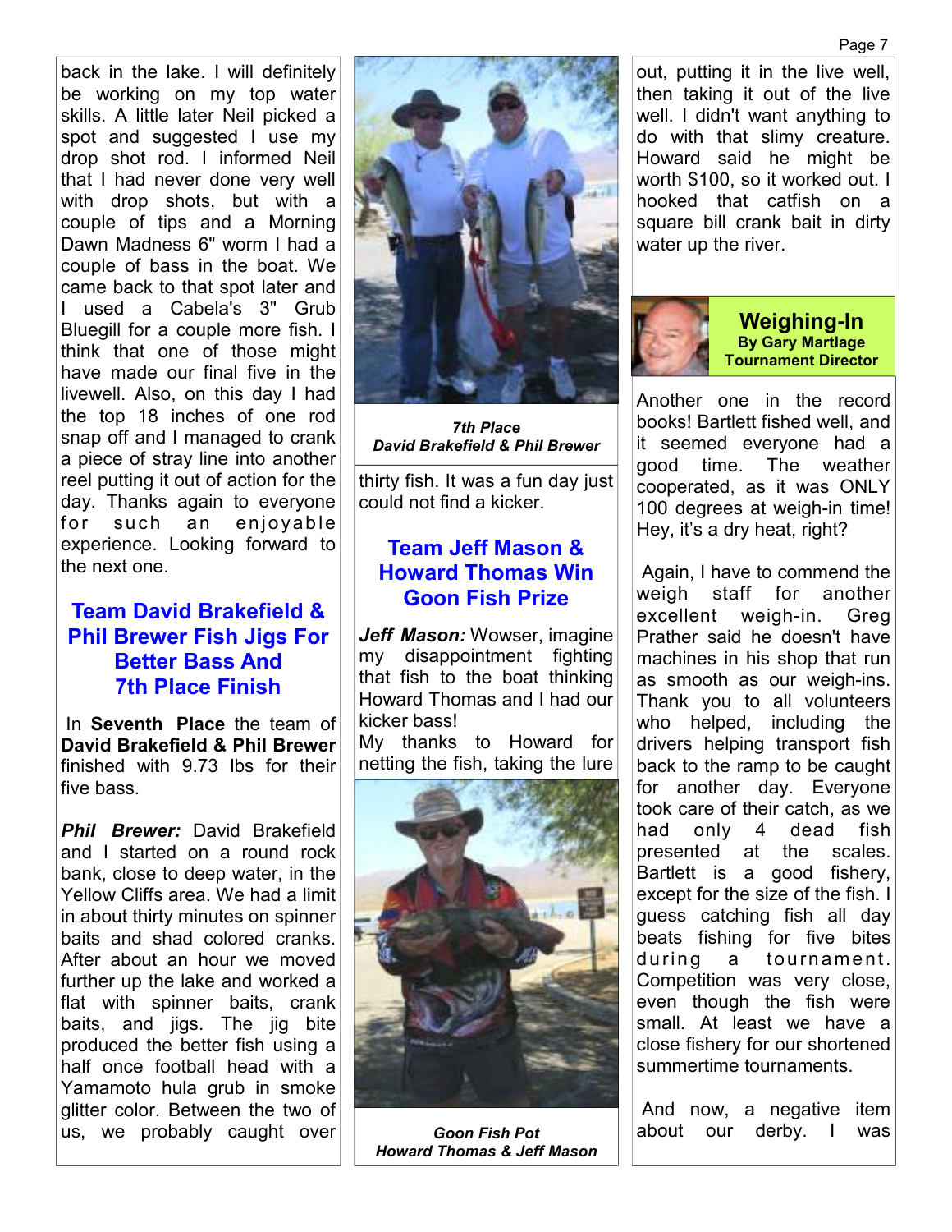back in the lake. I will definitely be working on my top water skills. A little later Neil picked a spot and suggested I use my drop shot rod. I informed Neil that I had never done very well with drop shots, but with a couple of tips and a Morning Dawn Madness 6" worm I had a couple of bass in the boat. We came back to that spot later and I used a Cabela's 3" Grub Bluegill for a couple more fish. I think that one of those might have made our final five in the livewell. Also, on this day I had the top 18 inches of one rod snap off and I managed to crank a piece of stray line into another reel putting it out of action for the day. Thanks again to everyone for such an enjoyable experience. Looking forward to the next one.

## Team David Brakefield & Phil Brewer Fish Jigs For Better Bass And 7th Place Finish

In **Seventh Place** the team of **David Brakefield & Phil Brewer** finished with 9.73 lbs for their five bass.

***Phil Brewer:*** David Brakefield and I started on a round rock bank, close to deep water, in the Yellow Cliffs area. We had a limit in about thirty minutes on spinner baits and shad colored cranks. After about an hour we moved further up the lake and worked a flat with spinner baits, crank baits, and jigs. The jig bite produced the better fish using a half once football head with a Yamamoto hula grub in smoke glitter color. Between the two of us, we probably caught over thirty fish. It was a fun day just could not find a kicker.

***7th Place***
***David Brakefield & Phil Brewer***

## Team Jeff Mason & Howard Thomas Win Goon Fish Prize

***Jeff Mason:*** Wowser, imagine my disappointment fighting that fish to the boat thinking Howard Thomas and I had our kicker bass!
My thanks to Howard for netting the fish, taking the lure out, putting it in the live well, then taking it out of the live well. I didn't want anything to do with that slimy creature. Howard said he might be worth $100, so it worked out. I hooked that catfish on a square bill crank bait in dirty water up the river.

***Goon Fish Pot***
***Howard Thomas & Jeff Mason***

## Weighing-In
**By Gary Martlage**
**Tournament Director**

Another one in the record books! Bartlett fished well, and it seemed everyone had a good time. The weather cooperated, as it was ONLY 100 degrees at weigh-in time! Hey, it's a dry heat, right?

Again, I have to commend the weigh staff for another excellent weigh-in. Greg Prather said he doesn't have machines in his shop that run as smooth as our weigh-ins. Thank you to all volunteers who helped, including the drivers helping transport fish back to the ramp to be caught for another day. Everyone took care of their catch, as we had only 4 dead fish presented at the scales. Bartlett is a good fishery, except for the size of the fish. I guess catching fish all day beats fishing for five bites during a tournament. Competition was very close, even though the fish were small. At least we have a close fishery for our shortened summertime tournaments.

And now, a negative item about our derby. I was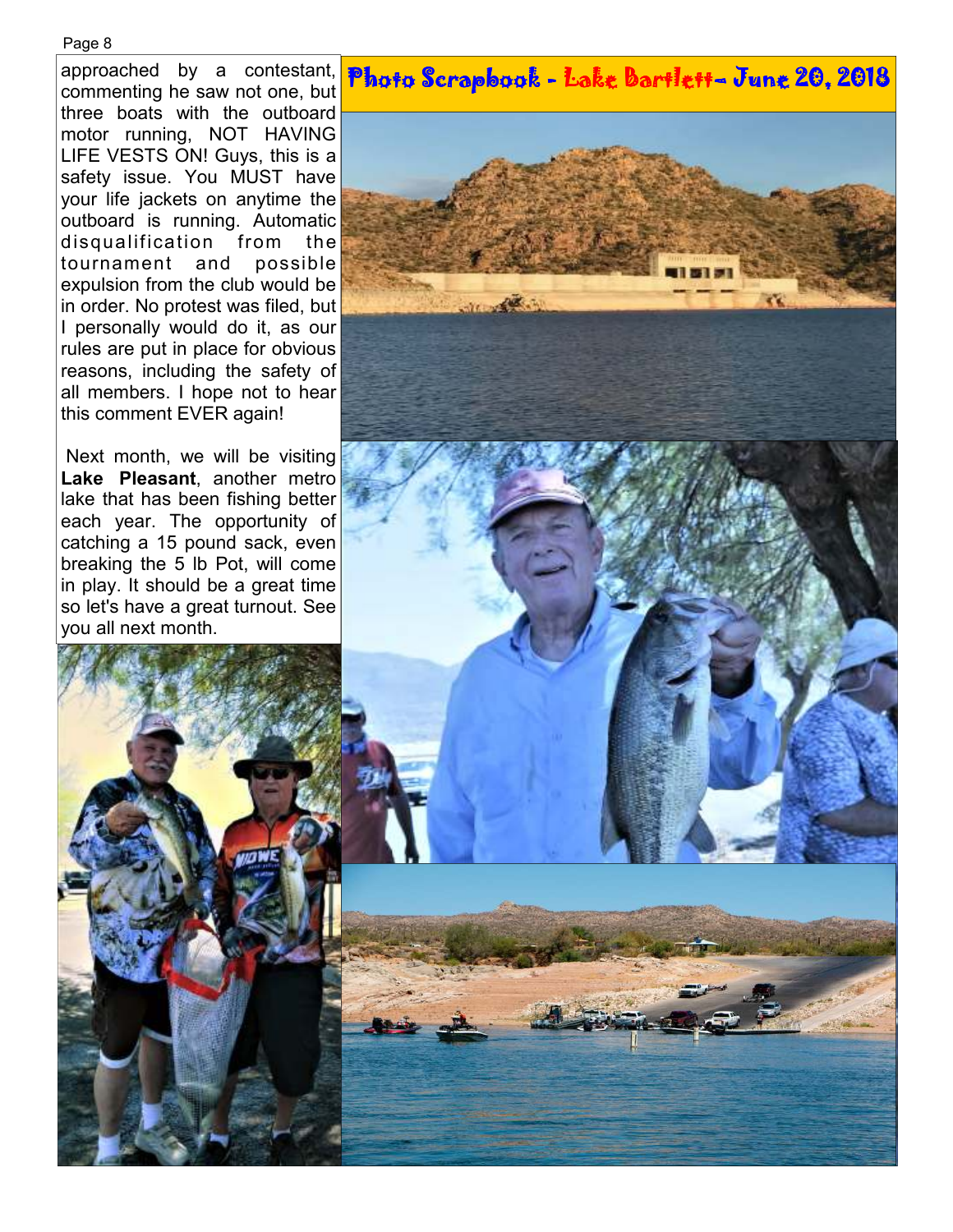approached by a contestant, commenting he saw not one, but three boats with the outboard motor running, NOT HAVING LIFE VESTS ON! Guys, this is a safety issue. You MUST have your life jackets on anytime the outboard is running. Automatic disqualification from the tournament and possible expulsion from the club would be in order. No protest was filed, but I personally would do it, as our rules are put in place for obvious reasons, including the safety of all members. I hope not to hear this comment EVER again!

Next month, we will be visiting **Lake Pleasant**, another metro lake that has been fishing better each year. The opportunity of catching a 15 pound sack, even breaking the 5 lb Pot, will come in play. It should be a great time so let's have a great turnout. See you all next month.

## Photo Scrapbook - Lake Bartlett– June 20, 2018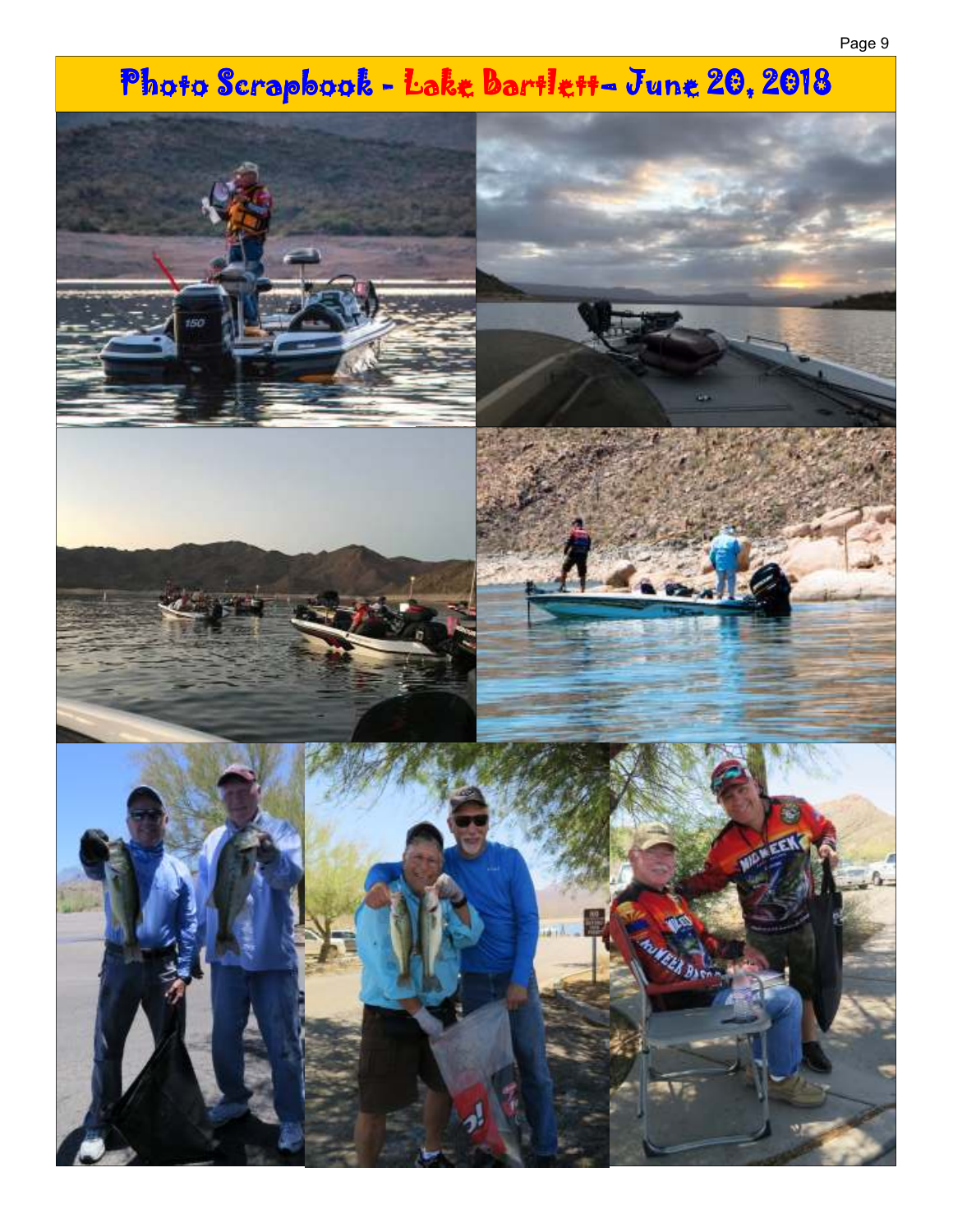# Photo Scrapbook - Lake Bartlett– June 20, 2018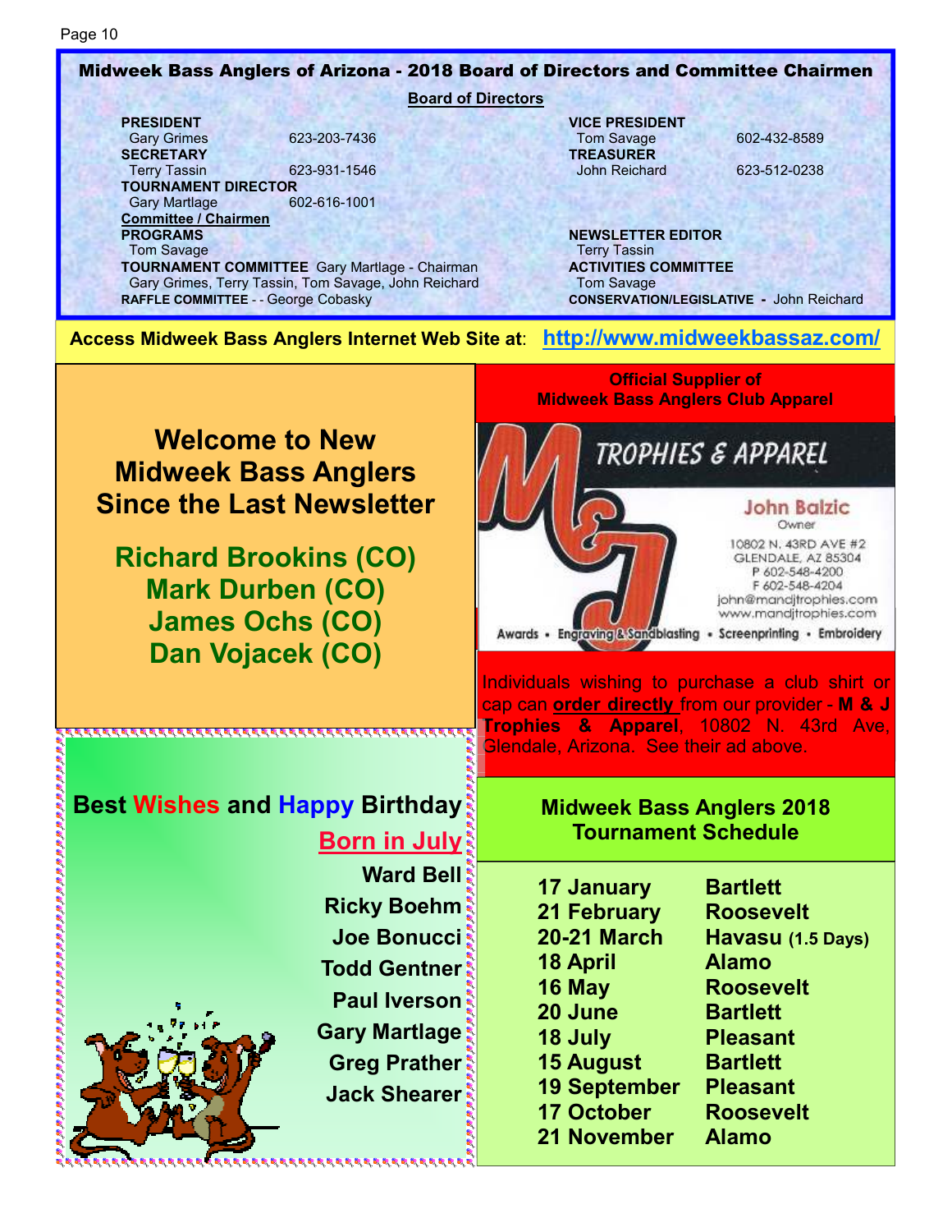## Midweek Bass Anglers of Arizona - 2018 Board of Directors and Committee Chairmen

**Board of Directors**

**PRESIDENT**
Gary Grimes 623-203-7436

**SECRETARY**
Terry Tassin 623-931-1546

**TOURNAMENT DIRECTOR**
Gary Martlage 602-616-1001

**VICE PRESIDENT**
Tom Savage 602-432-8589

**TREASURER**
John Reichard 623-512-0238

**Committee / Chairmen**

**PROGRAMS**
Tom Savage

**TOURNAMENT COMMITTEE** Gary Martlage - Chairman
Gary Grimes, Terry Tassin, Tom Savage, John Reichard

**RAFFLE COMMITTEE** - - George Cobasky

**NEWSLETTER EDITOR**
Terry Tassin

**ACTIVITIES COMMITTEE**
Tom Savage

**CONSERVATION/LEGISLATIVE** - John Reichard

**Access Midweek Bass Anglers Internet Web Site at**: http://www.midweekbassaz.com/

## Welcome to New Midweek Bass Anglers Since the Last Newsletter

Richard Brookins (CO)
Mark Durben (CO)
James Ochs (CO)
Dan Vojacek (CO)

**Official Supplier of Midweek Bass Anglers Club Apparel**

M&J TROPHIES & APPAREL
John Balzic
Owner
10802 N. 43RD AVE #2
GLENDALE, AZ 85304
P 602-548-4200
F 602-548-4204
john@mandjtrophies.com
www.mandjtrophies.com
Awards • Engraving & Sandblasting • Screenprinting • Embroidery

Individuals wishing to purchase a club shirt or cap can **order directly** from our provider - **M & J Trophies & Apparel**, 10802 N. 43rd Ave, Glendale, Arizona. See their ad above.

## Best Wishes and Happy Birthday

**Born in July**

Ward Bell
Ricky Boehm
Joe Bonucci
Todd Gentner
Paul Iverson
Gary Martlage
Greg Prather
Jack Shearer

## Midweek Bass Anglers 2018 Tournament Schedule

| | |
|---|---|
| 17 January | Bartlett |
| 21 February | Roosevelt |
| 20-21 March | Havasu (1.5 Days) |
| 18 April | Alamo |
| 16 May | Roosevelt |
| 20 June | Bartlett |
| 18 July | Pleasant |
| 15 August | Bartlett |
| 19 September | Pleasant |
| 17 October | Roosevelt |
| 21 November | Alamo |